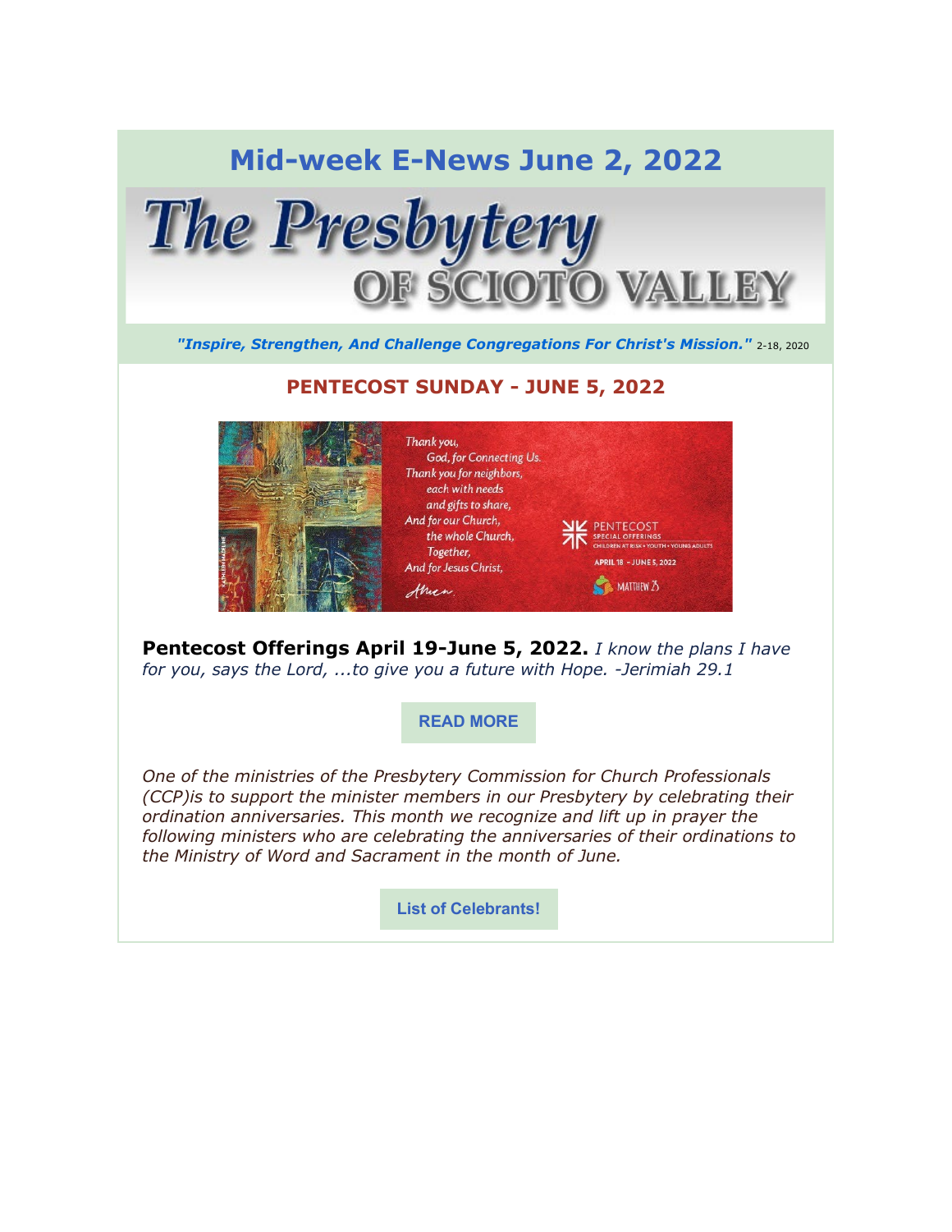# Mid-week E-News June 2, 2022

The Presbytery OF SCIOTO VALLEY

***"Inspire, Strengthen, And Challenge Congregations For Christ's Mission."*** 2-18, 2020

## PENTECOST SUNDAY - JUNE 5, 2022

Thank you,
God, for Connecting Us.
Thank you for neighbors,
each with needs
and gifts to share,
And for our Church,
the whole Church,
Together,
And for Jesus Christ,
Amen.

PENTECOST SPECIAL OFFERINGS
CHILDREN AT RISK • YOUTH • YOUNG ADULTS
APRIL 18 - JUNE 5, 2022
MATTHEW 25

**Pentecost Offerings April 19-June 5, 2022.** *I know the plans I have for you, says the Lord, ...to give you a future with Hope. -Jerimiah 29.1*

**READ MORE**

*One of the ministries of the Presbytery Commission for Church Professionals (CCP)is to support the minister members in our Presbytery by celebrating their ordination anniversaries. This month we recognize and lift up in prayer the following ministers who are celebrating the anniversaries of their ordinations to the Ministry of Word and Sacrament in the month of June.*

**List of Celebrants!**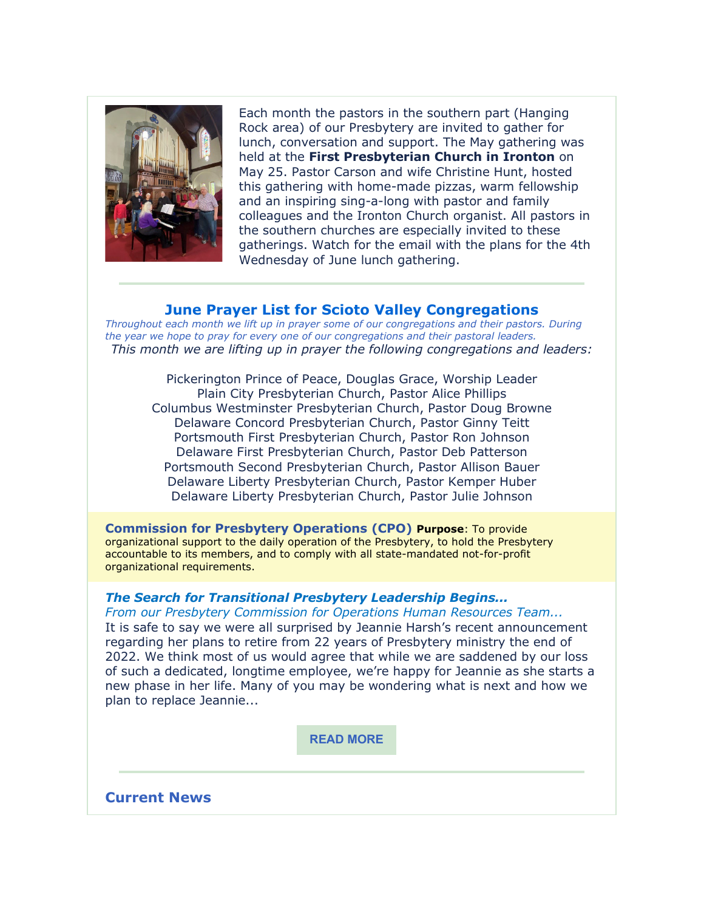Each month the pastors in the southern part (Hanging Rock area) of our Presbytery are invited to gather for lunch, conversation and support. The May gathering was held at the **First Presbyterian Church in Ironton** on May 25. Pastor Carson and wife Christine Hunt, hosted this gathering with home-made pizzas, warm fellowship and an inspiring sing-a-long with pastor and family colleagues and the Ironton Church organist. All pastors in the southern churches are especially invited to these gatherings. Watch for the email with the plans for the 4th Wednesday of June lunch gathering.

## June Prayer List for Scioto Valley Congregations

*Throughout each month we lift up in prayer some of our congregations and their pastors. During the year we hope to pray for every one of our congregations and their pastoral leaders.*

*This month we are lifting up in prayer the following congregations and leaders:*

Pickerington Prince of Peace, Douglas Grace, Worship Leader
Plain City Presbyterian Church, Pastor Alice Phillips
Columbus Westminster Presbyterian Church, Pastor Doug Browne
Delaware Concord Presbyterian Church, Pastor Ginny Teitt
Portsmouth First Presbyterian Church, Pastor Ron Johnson
Delaware First Presbyterian Church, Pastor Deb Patterson
Portsmouth Second Presbyterian Church, Pastor Allison Bauer
Delaware Liberty Presbyterian Church, Pastor Kemper Huber
Delaware Liberty Presbyterian Church, Pastor Julie Johnson

**Commission for Presbytery Operations (CPO)** **Purpose**: To provide organizational support to the daily operation of the Presbytery, to hold the Presbytery accountable to its members, and to comply with all state-mandated not-for-profit organizational requirements.

***The Search for Transitional Presbytery Leadership Begins...***

*From our Presbytery Commission for Operations Human Resources Team...*

It is safe to say we were all surprised by Jeannie Harsh's recent announcement regarding her plans to retire from 22 years of Presbytery ministry the end of 2022. We think most of us would agree that while we are saddened by our loss of such a dedicated, longtime employee, we're happy for Jeannie as she starts a new phase in her life. Many of you may be wondering what is next and how we plan to replace Jeannie...

**READ MORE**

## Current News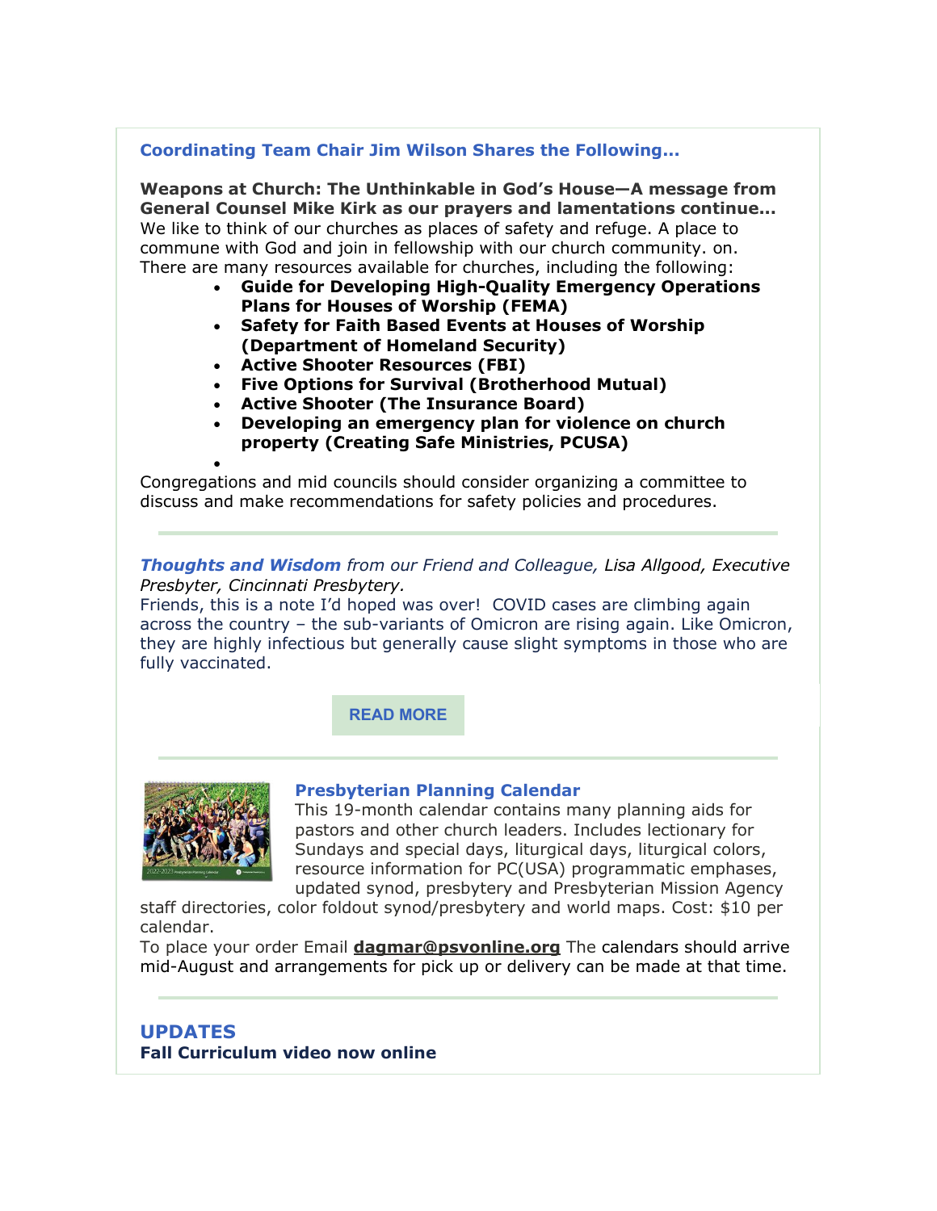### Coordinating Team Chair Jim Wilson Shares the Following…

**Weapons at Church: The Unthinkable in God's House—A message from General Counsel Mike Kirk as our prayers and lamentations continue…**
We like to think of our churches as places of safety and refuge. A place to commune with God and join in fellowship with our church community. on.
There are many resources available for churches, including the following:

- **Guide for Developing High-Quality Emergency Operations Plans for Houses of Worship (FEMA)**
- **Safety for Faith Based Events at Houses of Worship (Department of Homeland Security)**
- **Active Shooter Resources (FBI)**
- **Five Options for Survival (Brotherhood Mutual)**
- **Active Shooter (The Insurance Board)**
- **Developing an emergency plan for violence on church property (Creating Safe Ministries, PCUSA)**

Congregations and mid councils should consider organizing a committee to discuss and make recommendations for safety policies and procedures.

---

***Thoughts and Wisdom*** *from our Friend and Colleague, Lisa Allgood, Executive Presbyter, Cincinnati Presbytery.*
Friends, this is a note I'd hoped was over! COVID cases are climbing again across the country – the sub-variants of Omicron are rising again. Like Omicron, they are highly infectious but generally cause slight symptoms in those who are fully vaccinated.

READ MORE

---

### Presbyterian Planning Calendar

This 19-month calendar contains many planning aids for pastors and other church leaders. Includes lectionary for Sundays and special days, liturgical days, liturgical colors, resource information for PC(USA) programmatic emphases, updated synod, presbytery and Presbyterian Mission Agency staff directories, color foldout synod/presbytery and world maps. Cost: $10 per calendar.
To place your order Email **dagmar@psvonline.org** The calendars should arrive mid-August and arrangements for pick up or delivery can be made at that time.

---

## UPDATES

**Fall Curriculum video now online**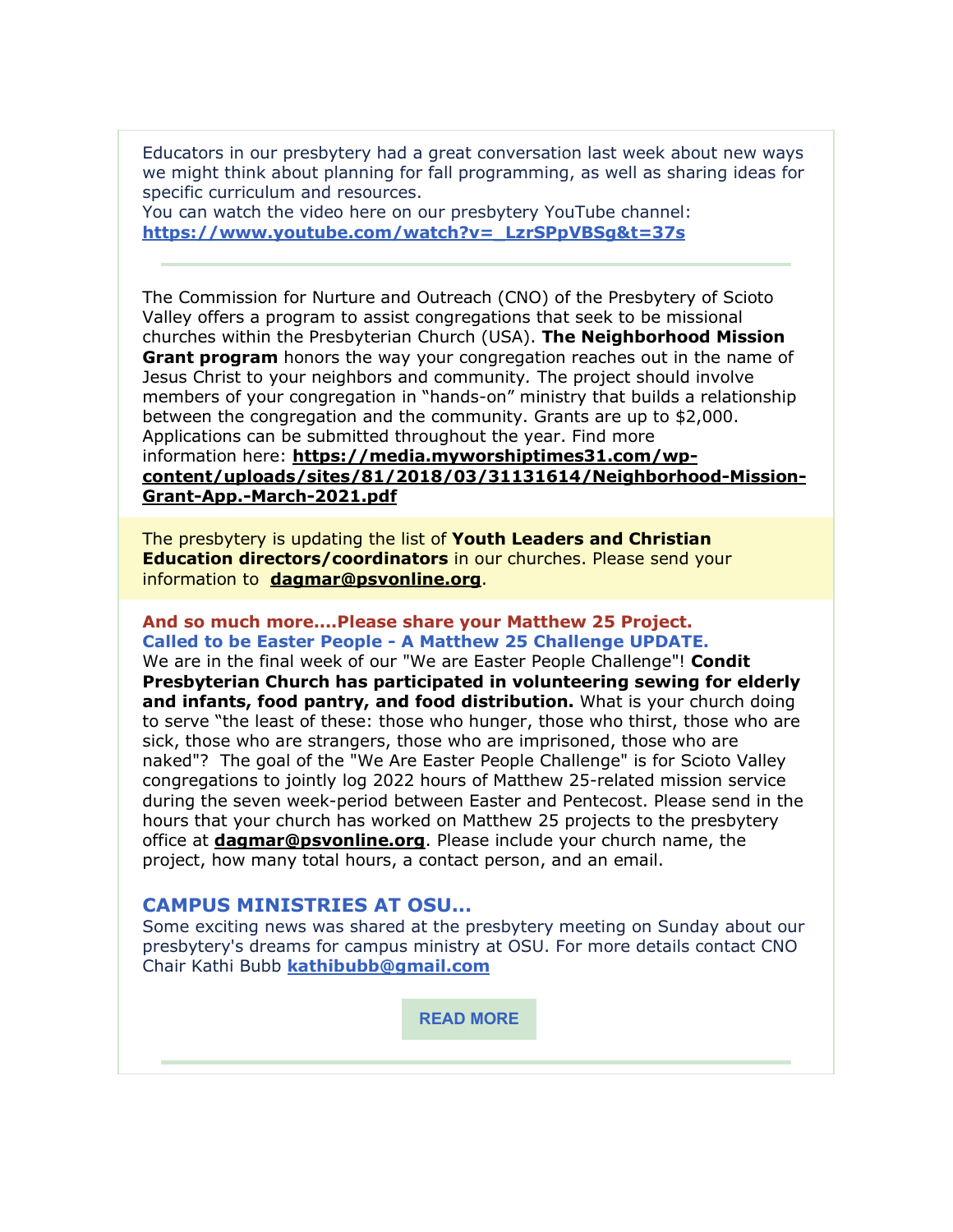Educators in our presbytery had a great conversation last week about new ways we might think about planning for fall programming, as well as sharing ideas for specific curriculum and resources.
You can watch the video here on our presbytery YouTube channel:
**https://www.youtube.com/watch?v=_LzrSPpVBSg&t=37s**

---

The Commission for Nurture and Outreach (CNO) of the Presbytery of Scioto Valley offers a program to assist congregations that seek to be missional churches within the Presbyterian Church (USA). **The Neighborhood Mission Grant program** honors the way your congregation reaches out in the name of Jesus Christ to your neighbors and community. The project should involve members of your congregation in "hands-on" ministry that builds a relationship between the congregation and the community. Grants are up to $2,000. Applications can be submitted throughout the year. Find more information here: **https://media.myworshiptimes31.com/wp-content/uploads/sites/81/2018/03/31131614/Neighborhood-Mission-Grant-App.-March-2021.pdf**

The presbytery is updating the list of **Youth Leaders and Christian Education directors/coordinators** in our churches. Please send your information to **dagmar@psvonline.org**.

**And so much more....Please share your Matthew 25 Project.**
**Called to be Easter People - A Matthew 25 Challenge UPDATE.**
We are in the final week of our "We are Easter People Challenge"! **Condit Presbyterian Church has participated in volunteering sewing for elderly and infants, food pantry, and food distribution.** What is your church doing to serve "the least of these: those who hunger, those who thirst, those who are sick, those who are strangers, those who are imprisoned, those who are naked"? The goal of the "We Are Easter People Challenge" is for Scioto Valley congregations to jointly log 2022 hours of Matthew 25-related mission service during the seven week-period between Easter and Pentecost. Please send in the hours that your church has worked on Matthew 25 projects to the presbytery office at **dagmar@psvonline.org**. Please include your church name, the project, how many total hours, a contact person, and an email.

## CAMPUS MINISTRIES AT OSU...

Some exciting news was shared at the presbytery meeting on Sunday about our presbytery's dreams for campus ministry at OSU. For more details contact CNO Chair Kathi Bubb **kathibubb@gmail.com**

READ MORE

---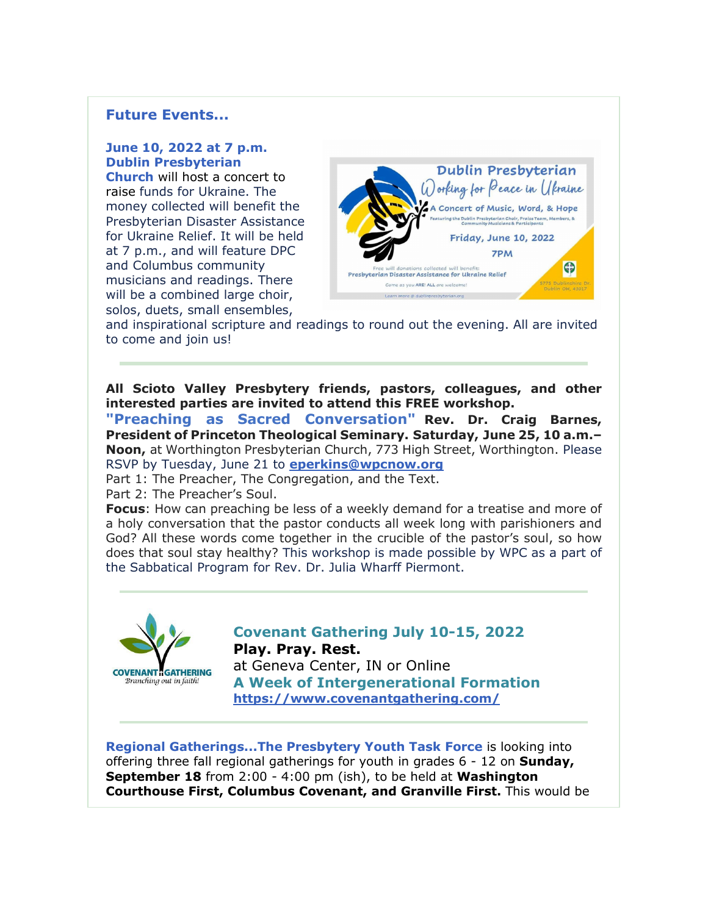## Future Events...

**June 10, 2022 at 7 p.m. Dublin Presbyterian Church** will host a concert to raise funds for Ukraine. The money collected will benefit the Presbyterian Disaster Assistance for Ukraine Relief. It will be held at 7 p.m., and will feature DPC and Columbus community musicians and readings. There will be a combined large choir, solos, duets, small ensembles, and inspirational scripture and readings to round out the evening. All are invited to come and join us!

Dublin Presbyterian
Working for Peace in Ukraine
A Concert of Music, Word, & Hope
Featuring the Dublin Presbyterian Choir, Praise Team, Members, & Community Musicians & Participants
Friday, June 10, 2022
7PM
Free will donations collected will benefit:
Presbyterian Disaster Assistance for Ukraine Relief
Come as you ARE! ALL are welcome!
5775 Dublinshire Dr. Dublin OH, 43017
Learn more @ dublinpresbyterian.org

---

**All Scioto Valley Presbytery friends, pastors, colleagues, and other interested parties are invited to attend this FREE workshop.**

**"Preaching as Sacred Conversation" Rev. Dr. Craig Barnes, President of Princeton Theological Seminary. Saturday, June 25, 10 a.m.–Noon,** at Worthington Presbyterian Church, 773 High Street, Worthington. Please RSVP by Tuesday, June 21 to **eperkins@wpcnow.org**

Part 1: The Preacher, The Congregation, and the Text.

Part 2: The Preacher's Soul.

**Focus**: How can preaching be less of a weekly demand for a treatise and more of a holy conversation that the pastor conducts all week long with parishioners and God? All these words come together in the crucible of the pastor's soul, so how does that soul stay healthy? This workshop is made possible by WPC as a part of the Sabbatical Program for Rev. Dr. Julia Wharff Piermont.

---

COVENANT GATHERING
*Branching out in faith!*

**Covenant Gathering July 10-15, 2022**

**Play. Pray. Rest.**

at Geneva Center, IN or Online

**A Week of Intergenerational Formation**

**https://www.covenantgathering.com/**

---

**Regional Gatherings...The Presbytery Youth Task Force** is looking into offering three fall regional gatherings for youth in grades 6 - 12 on **Sunday, September 18** from 2:00 - 4:00 pm (ish), to be held at **Washington Courthouse First, Columbus Covenant, and Granville First.** This would be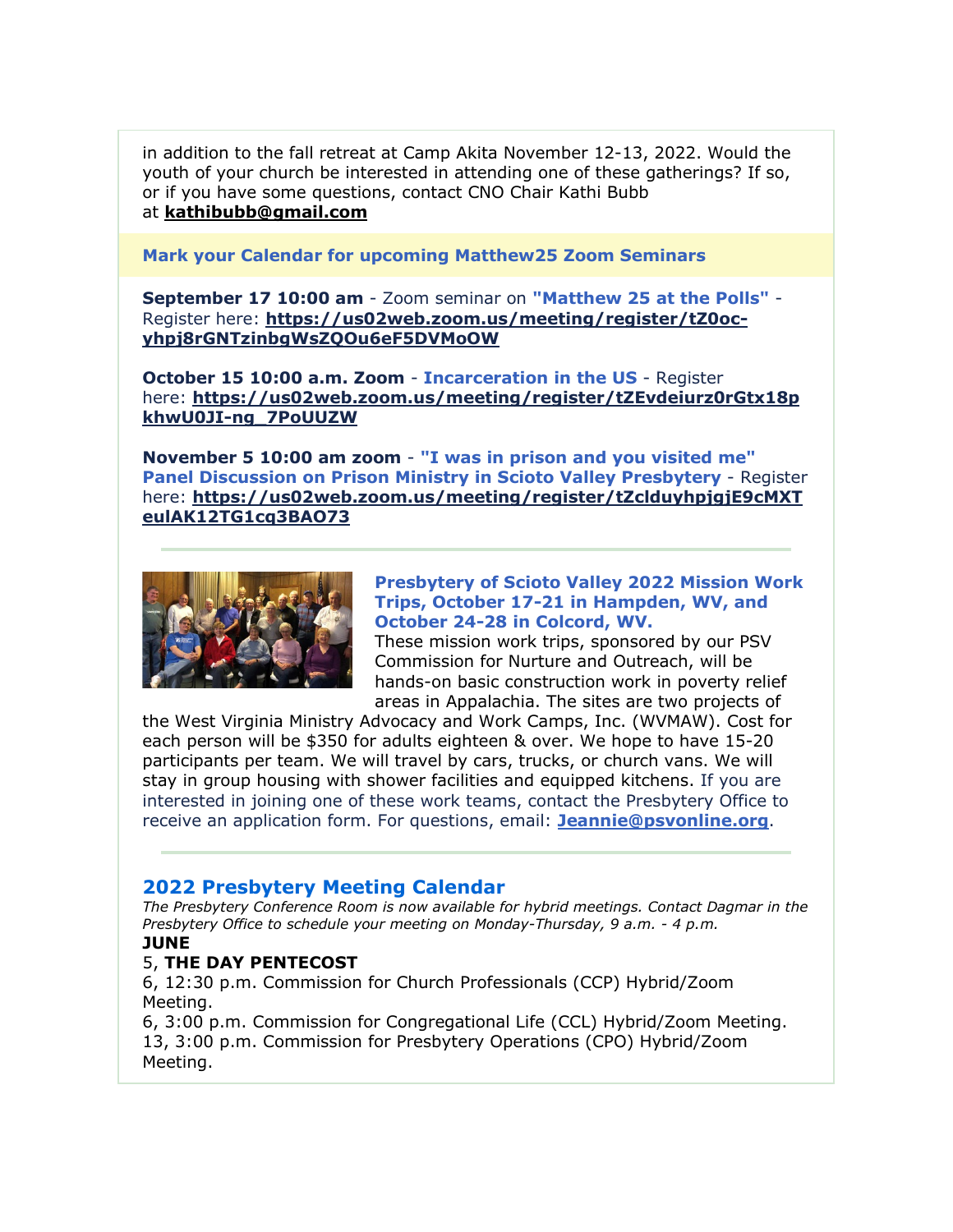in addition to the fall retreat at Camp Akita November 12-13, 2022. Would the youth of your church be interested in attending one of these gatherings? If so, or if you have some questions, contact CNO Chair Kathi Bubb at **kathibubb@gmail.com**

**Mark your Calendar for upcoming Matthew25 Zoom Seminars**

**September 17 10:00 am** - Zoom seminar on **"Matthew 25 at the Polls"** - Register here: **https://us02web.zoom.us/meeting/register/tZ0oc-yhpj8rGNTzinbgWsZQOu6eF5DVMoOW**

**October 15 10:00 a.m. Zoom** - **Incarceration in the US** - Register here: **https://us02web.zoom.us/meeting/register/tZEvdeiurz0rGtx18pkhwU0JI-ng_7PoUUZW**

**November 5 10:00 am zoom** - **"I was in prison and you visited me" Panel Discussion on Prison Ministry in Scioto Valley Presbytery** - Register here: **https://us02web.zoom.us/meeting/register/tZclduyhpjgjE9cMXTeulAK12TG1cq3BAO73**

---

**Presbytery of Scioto Valley 2022 Mission Work Trips, October 17-21 in Hampden, WV, and October 24-28 in Colcord, WV.**

These mission work trips, sponsored by our PSV Commission for Nurture and Outreach, will be hands-on basic construction work in poverty relief areas in Appalachia. The sites are two projects of the West Virginia Ministry Advocacy and Work Camps, Inc. (WVMAW). Cost for each person will be $350 for adults eighteen & over. We hope to have 15-20 participants per team. We will travel by cars, trucks, or church vans. We will stay in group housing with shower facilities and equipped kitchens. If you are interested in joining one of these work teams, contact the Presbytery Office to receive an application form. For questions, email: **Jeannie@psvonline.org**.

---

## 2022 Presbytery Meeting Calendar

*The Presbytery Conference Room is now available for hybrid meetings. Contact Dagmar in the Presbytery Office to schedule your meeting on Monday-Thursday, 9 a.m. - 4 p.m.*

**JUNE**

5, **THE DAY PENTECOST**

6, 12:30 p.m. Commission for Church Professionals (CCP) Hybrid/Zoom Meeting.

6, 3:00 p.m. Commission for Congregational Life (CCL) Hybrid/Zoom Meeting.

13, 3:00 p.m. Commission for Presbytery Operations (CPO) Hybrid/Zoom Meeting.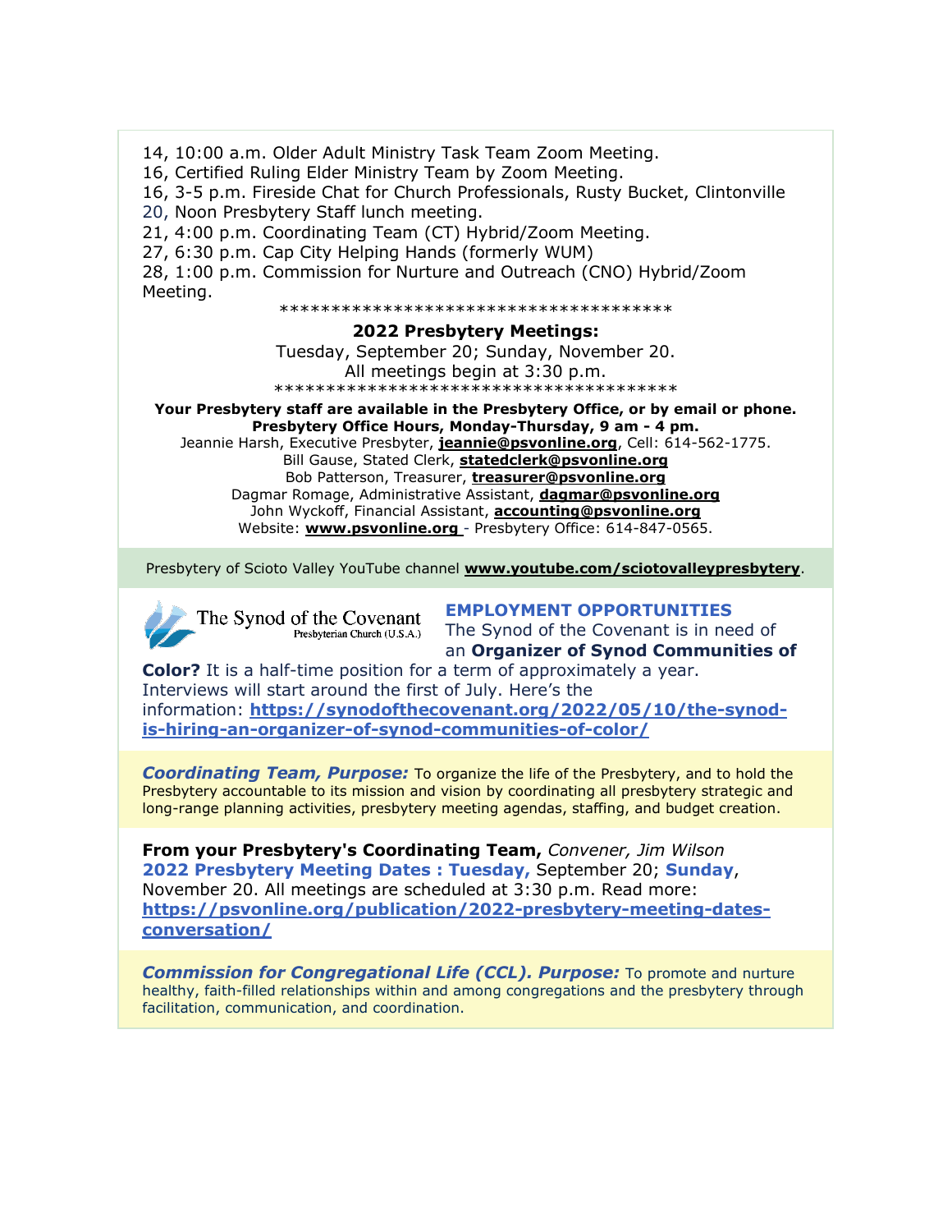14, 10:00 a.m. Older Adult Ministry Task Team Zoom Meeting.
16, Certified Ruling Elder Ministry Team by Zoom Meeting.
16, 3-5 p.m. Fireside Chat for Church Professionals, Rusty Bucket, Clintonville
20, Noon Presbytery Staff lunch meeting.
21, 4:00 p.m. Coordinating Team (CT) Hybrid/Zoom Meeting.
27, 6:30 p.m. Cap City Helping Hands (formerly WUM)
28, 1:00 p.m. Commission for Nurture and Outreach (CNO) Hybrid/Zoom Meeting.

**************************************

**2022 Presbytery Meetings:**

Tuesday, September 20; Sunday, November 20.
All meetings begin at 3:30 p.m.

***************************************

**Your Presbytery staff are available in the Presbytery Office, or by email or phone.**
**Presbytery Office Hours, Monday-Thursday, 9 am - 4 pm.**

Jeannie Harsh, Executive Presbyter, **jeannie@psvonline.org**, Cell: 614-562-1775.
Bill Gause, Stated Clerk, **statedclerk@psvonline.org**
Bob Patterson, Treasurer, **treasurer@psvonline.org**
Dagmar Romage, Administrative Assistant, **dagmar@psvonline.org**
John Wyckoff, Financial Assistant, **accounting@psvonline.org**
Website: **www.psvonline.org** - Presbytery Office: 614-847-0565.

Presbytery of Scioto Valley YouTube channel **www.youtube.com/sciotovalleypresbytery**.

The Synod of the Covenant
Presbyterian Church (U.S.A.)

**EMPLOYMENT OPPORTUNITIES**
The Synod of the Covenant is in need of an **Organizer of Synod Communities of Color?** It is a half-time position for a term of approximately a year. Interviews will start around the first of July. Here's the information: **https://synodofthecovenant.org/2022/05/10/the-synod-is-hiring-an-organizer-of-synod-communities-of-color/**

***Coordinating Team, Purpose:*** To organize the life of the Presbytery, and to hold the Presbytery accountable to its mission and vision by coordinating all presbytery strategic and long-range planning activities, presbytery meeting agendas, staffing, and budget creation.

**From your Presbytery's Coordinating Team,** *Convener, Jim Wilson*
**2022 Presbytery Meeting Dates : Tuesday,** September 20; **Sunday**, November 20. All meetings are scheduled at 3:30 p.m. Read more: **https://psvonline.org/publication/2022-presbytery-meeting-dates-conversation/**

***Commission for Congregational Life (CCL). Purpose:*** To promote and nurture healthy, faith-filled relationships within and among congregations and the presbytery through facilitation, communication, and coordination.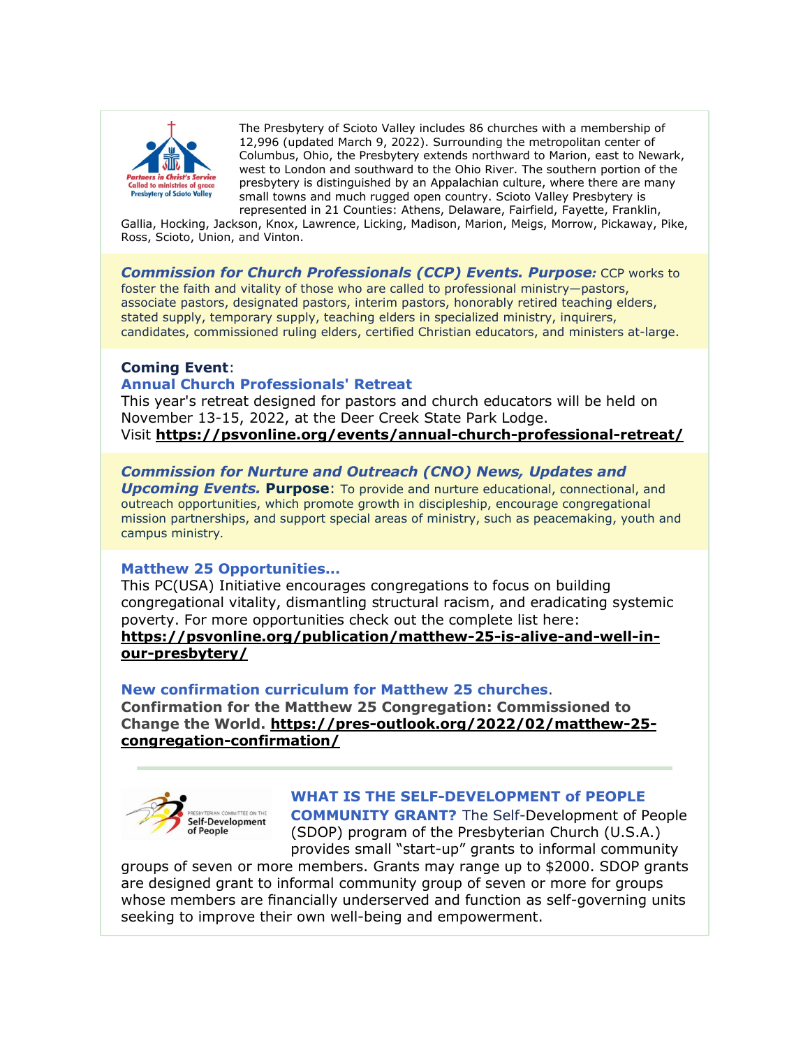The Presbytery of Scioto Valley includes 86 churches with a membership of 12,996 (updated March 9, 2022). Surrounding the metropolitan center of Columbus, Ohio, the Presbytery extends northward to Marion, east to Newark, west to London and southward to the Ohio River. The southern portion of the presbytery is distinguished by an Appalachian culture, where there are many small towns and much rugged open country. Scioto Valley Presbytery is represented in 21 Counties: Athens, Delaware, Fairfield, Fayette, Franklin, Gallia, Hocking, Jackson, Knox, Lawrence, Licking, Madison, Marion, Meigs, Morrow, Pickaway, Pike, Ross, Scioto, Union, and Vinton.

***Commission for Church Professionals (CCP) Events. Purpose:*** CCP works to foster the faith and vitality of those who are called to professional ministry—pastors, associate pastors, designated pastors, interim pastors, honorably retired teaching elders, stated supply, temporary supply, teaching elders in specialized ministry, inquirers, candidates, commissioned ruling elders, certified Christian educators, and ministers at-large.

**Coming Event**:

**Annual Church Professionals' Retreat**

This year's retreat designed for pastors and church educators will be held on November 13-15, 2022, at the Deer Creek State Park Lodge.
Visit **https://psvonline.org/events/annual-church-professional-retreat/**

***Commission for Nurture and Outreach (CNO) News, Updates and Upcoming Events.*** **Purpose**: To provide and nurture educational, connectional, and outreach opportunities, which promote growth in discipleship, encourage congregational mission partnerships, and support special areas of ministry, such as peacemaking, youth and campus ministry.

**Matthew 25 Opportunities...**

This PC(USA) Initiative encourages congregations to focus on building congregational vitality, dismantling structural racism, and eradicating systemic poverty. For more opportunities check out the complete list here: **https://psvonline.org/publication/matthew-25-is-alive-and-well-in-our-presbytery/**

**New confirmation curriculum for Matthew 25 churches**.

**Confirmation for the Matthew 25 Congregation: Commissioned to Change the World. https://pres-outlook.org/2022/02/matthew-25-congregation-confirmation/**

---

**WHAT IS THE SELF-DEVELOPMENT of PEOPLE COMMUNITY GRANT?** The Self-Development of People (SDOP) program of the Presbyterian Church (U.S.A.) provides small "start-up" grants to informal community groups of seven or more members. Grants may range up to $2000. SDOP grants are designed grant to informal community group of seven or more for groups whose members are financially underserved and function as self-governing units seeking to improve their own well-being and empowerment.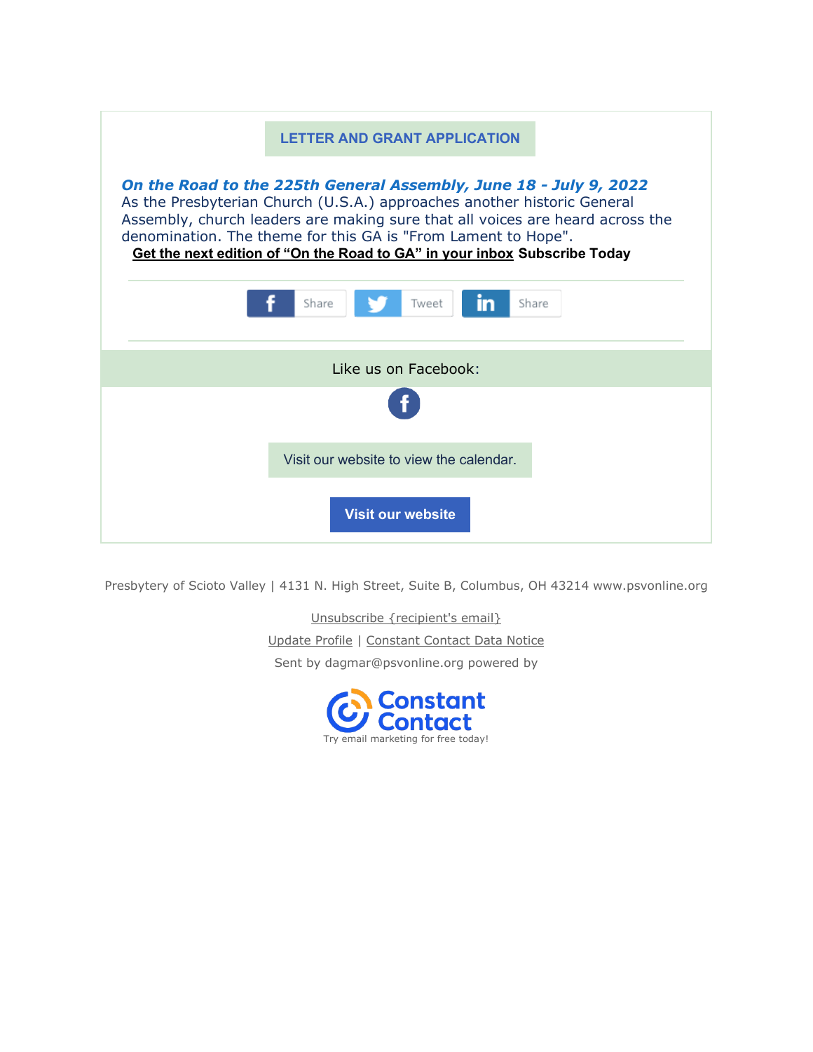**LETTER AND GRANT APPLICATION**

***On the Road to the 225th General Assembly, June 18 - July 9, 2022***

As the Presbyterian Church (U.S.A.) approaches another historic General Assembly, church leaders are making sure that all voices are heard across the denomination. The theme for this GA is "From Lament to Hope".

**Get the next edition of "On the Road to GA" in your inbox** **Subscribe Today**

Share Tweet Share

Like us on Facebook:

Visit our website to view the calendar.

**Visit our website**

Presbytery of Scioto Valley | 4131 N. High Street, Suite B, Columbus, OH 43214 www.psvonline.org

Unsubscribe {recipient's email}

Update Profile | Constant Contact Data Notice

Sent by dagmar@psvonline.org powered by

Constant Contact

Try email marketing for free today!